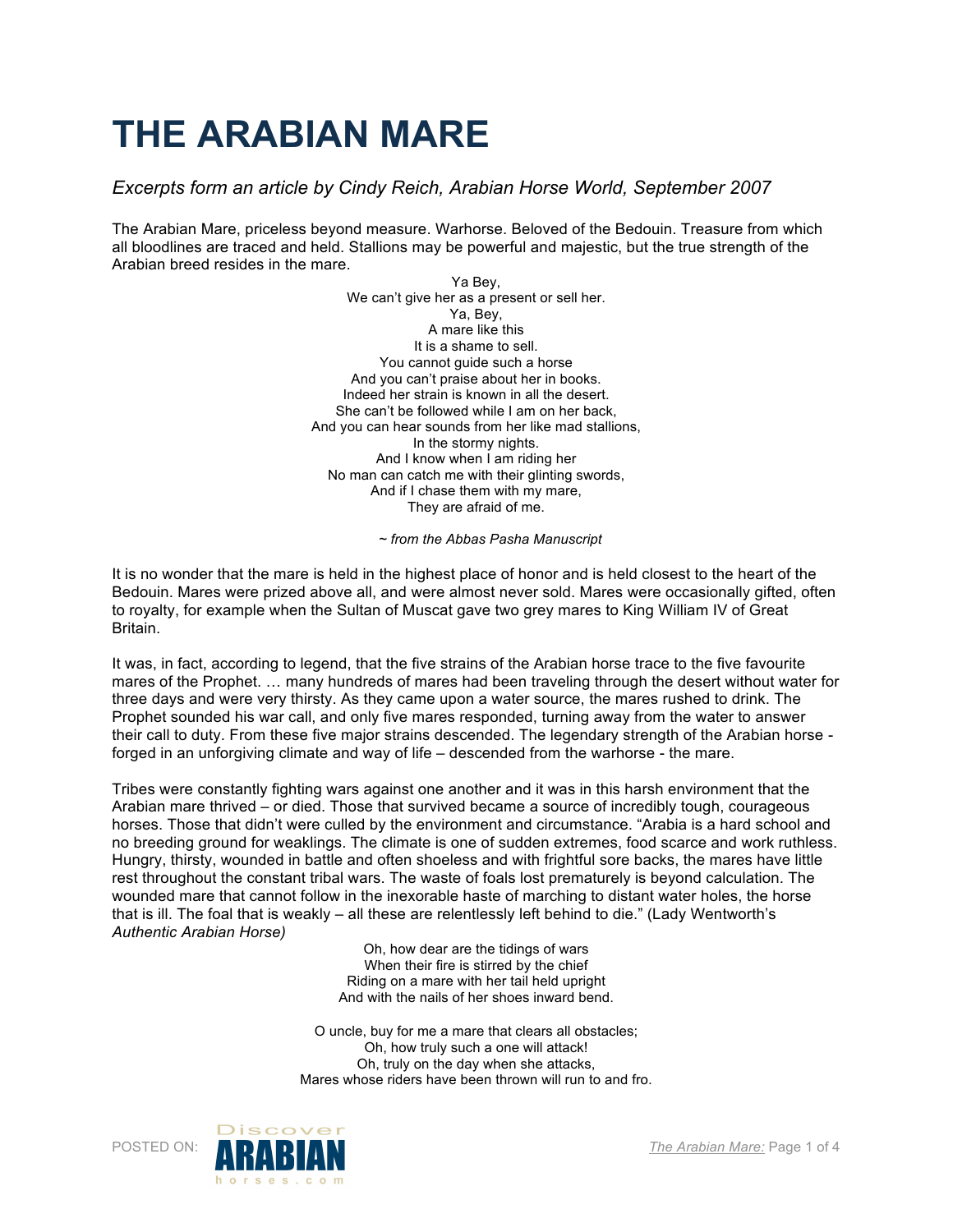# THE ARABIAN MARE

*Excerpts form an article by Cindy Reich, Arabian Horse World, September 2007*

The Arabian Mare, priceless beyond measure. Warhorse. Beloved of the Bedouin. Treasure from which all bloodlines are traced and held. Stallions may be powerful and majestic, but the true strength of the Arabian breed resides in the mare.

Ya Bey,  
We can't give her as a present or sell her.  
Ya, Bey,  
A mare like this  
It is a shame to sell.  
You cannot guide such a horse  
And you can't praise about her in books.  
Indeed her strain is known in all the desert.  
She can't be followed while I am on her back,  
And you can hear sounds from her like mad stallions,  
In the stormy nights.  
And I know when I am riding her  
No man can catch me with their glinting swords,  
And if I chase them with my mare,  
They are afraid of me.

*~ from the Abbas Pasha Manuscript*

It is no wonder that the mare is held in the highest place of honor and is held closest to the heart of the Bedouin. Mares were prized above all, and were almost never sold. Mares were occasionally gifted, often to royalty, for example when the Sultan of Muscat gave two grey mares to King William IV of Great Britain.

It was, in fact, according to legend, that the five strains of the Arabian horse trace to the five favourite mares of the Prophet. … many hundreds of mares had been traveling through the desert without water for three days and were very thirsty. As they came upon a water source, the mares rushed to drink. The Prophet sounded his war call, and only five mares responded, turning away from the water to answer their call to duty. From these five major strains descended. The legendary strength of the Arabian horse - forged in an unforgiving climate and way of life – descended from the warhorse - the mare.

Tribes were constantly fighting wars against one another and it was in this harsh environment that the Arabian mare thrived – or died. Those that survived became a source of incredibly tough, courageous horses. Those that didn't were culled by the environment and circumstance. "Arabia is a hard school and no breeding ground for weaklings. The climate is one of sudden extremes, food scarce and work ruthless. Hungry, thirsty, wounded in battle and often shoeless and with frightful sore backs, the mares have little rest throughout the constant tribal wars. The waste of foals lost prematurely is beyond calculation. The wounded mare that cannot follow in the inexorable haste of marching to distant water holes, the horse that is ill. The foal that is weakly – all these are relentlessly left behind to die." (Lady Wentworth's *Authentic Arabian Horse)*

Oh, how dear are the tidings of wars  
When their fire is stirred by the chief  
Riding on a mare with her tail held upright  
And with the nails of her shoes inward bend.

O uncle, buy for me a mare that clears all obstacles;  
Oh, how truly such a one will attack!  
Oh, truly on the day when she attacks,  
Mares whose riders have been thrown will run to and fro.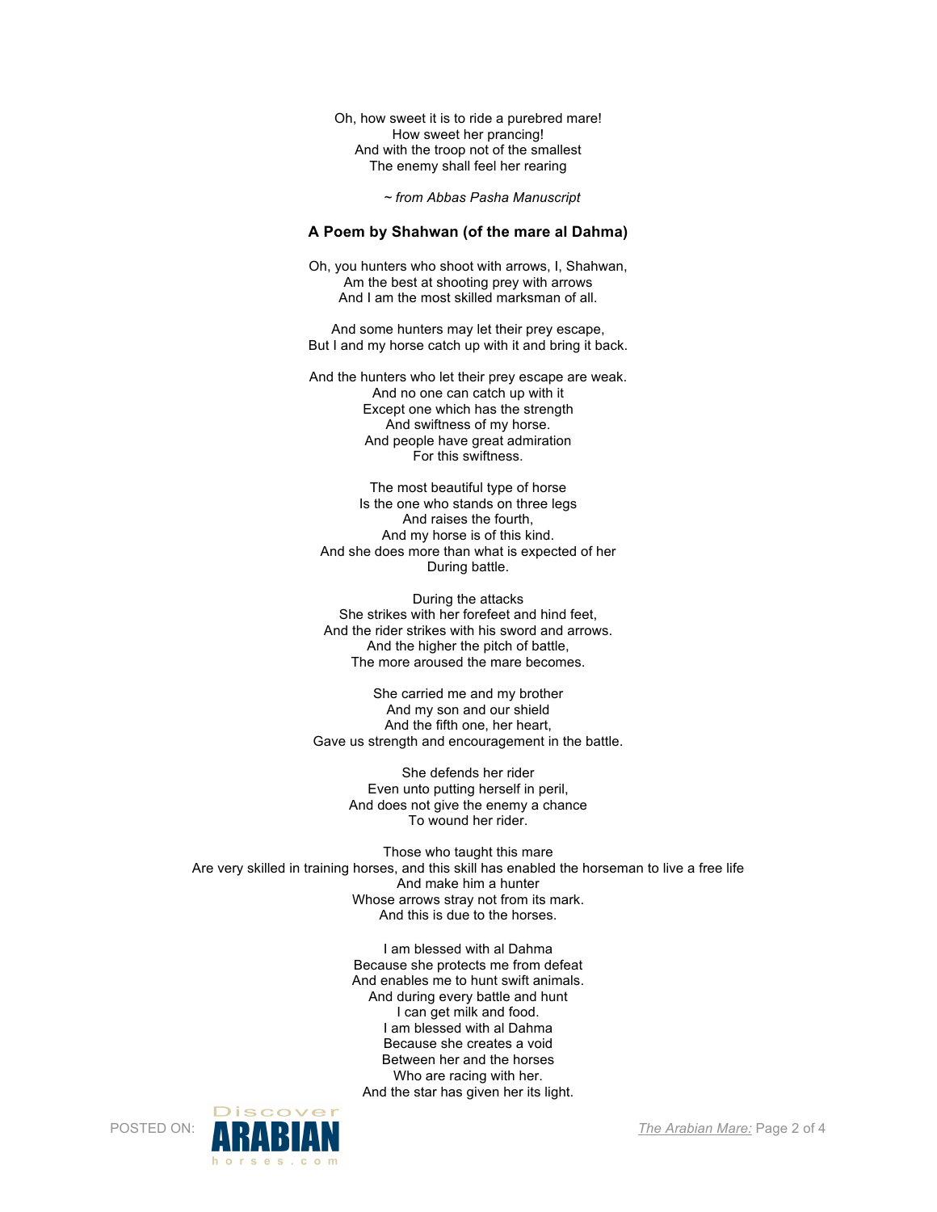Oh, how sweet it is to ride a purebred mare!
How sweet her prancing!
And with the troop not of the smallest
The enemy shall feel her rearing

*~ from Abbas Pasha Manuscript*

**A Poem by Shahwan (of the mare al Dahma)**

Oh, you hunters who shoot with arrows, I, Shahwan,
Am the best at shooting prey with arrows
And I am the most skilled marksman of all.

And some hunters may let their prey escape,
But I and my horse catch up with it and bring it back.

And the hunters who let their prey escape are weak.
And no one can catch up with it
Except one which has the strength
And swiftness of my horse.
And people have great admiration
For this swiftness.

The most beautiful type of horse
Is the one who stands on three legs
And raises the fourth,
And my horse is of this kind.
And she does more than what is expected of her
During battle.

During the attacks
She strikes with her forefeet and hind feet,
And the rider strikes with his sword and arrows.
And the higher the pitch of battle,
The more aroused the mare becomes.

She carried me and my brother
And my son and our shield
And the fifth one, her heart,
Gave us strength and encouragement in the battle.

She defends her rider
Even unto putting herself in peril,
And does not give the enemy a chance
To wound her rider.

Those who taught this mare
Are very skilled in training horses, and this skill has enabled the horseman to live a free life
And make him a hunter
Whose arrows stray not from its mark.
And this is due to the horses.

I am blessed with al Dahma
Because she protects me from defeat
And enables me to hunt swift animals.
And during every battle and hunt
I can get milk and food.
I am blessed with al Dahma
Because she creates a void
Between her and the horses
Who are racing with her.
And the star has given her its light.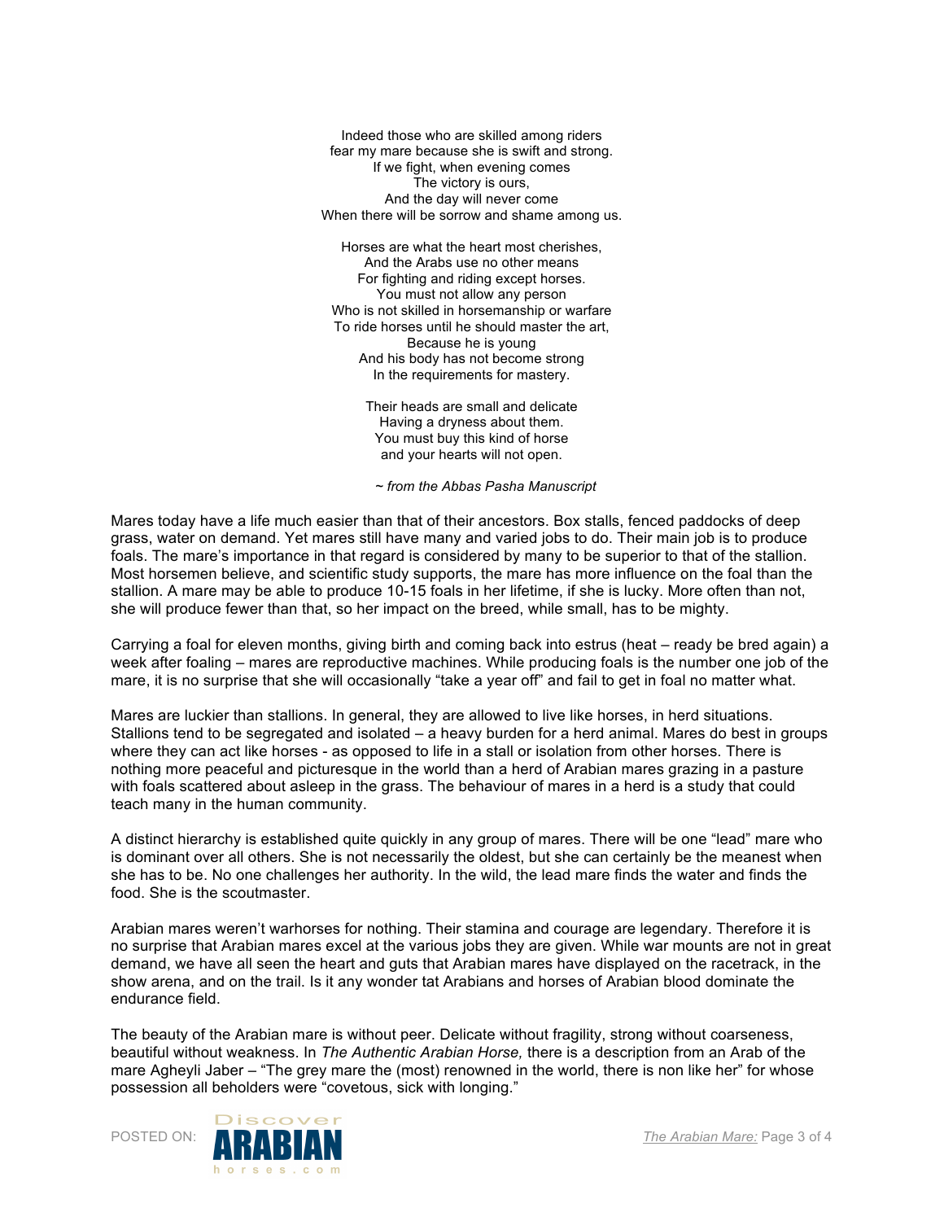Indeed those who are skilled among riders
fear my mare because she is swift and strong.
If we fight, when evening comes
The victory is ours,
And the day will never come
When there will be sorrow and shame among us.

Horses are what the heart most cherishes,
And the Arabs use no other means
For fighting and riding except horses.
You must not allow any person
Who is not skilled in horsemanship or warfare
To ride horses until he should master the art,
Because he is young
And his body has not become strong
In the requirements for mastery.

Their heads are small and delicate
Having a dryness about them.
You must buy this kind of horse
and your hearts will not open.

*~ from the Abbas Pasha Manuscript*

Mares today have a life much easier than that of their ancestors. Box stalls, fenced paddocks of deep grass, water on demand. Yet mares still have many and varied jobs to do. Their main job is to produce foals. The mare's importance in that regard is considered by many to be superior to that of the stallion. Most horsemen believe, and scientific study supports, the mare has more influence on the foal than the stallion. A mare may be able to produce 10-15 foals in her lifetime, if she is lucky. More often than not, she will produce fewer than that, so her impact on the breed, while small, has to be mighty.

Carrying a foal for eleven months, giving birth and coming back into estrus (heat – ready be bred again) a week after foaling – mares are reproductive machines. While producing foals is the number one job of the mare, it is no surprise that she will occasionally "take a year off" and fail to get in foal no matter what.

Mares are luckier than stallions. In general, they are allowed to live like horses, in herd situations. Stallions tend to be segregated and isolated – a heavy burden for a herd animal. Mares do best in groups where they can act like horses - as opposed to life in a stall or isolation from other horses. There is nothing more peaceful and picturesque in the world than a herd of Arabian mares grazing in a pasture with foals scattered about asleep in the grass. The behaviour of mares in a herd is a study that could teach many in the human community.

A distinct hierarchy is established quite quickly in any group of mares. There will be one "lead" mare who is dominant over all others. She is not necessarily the oldest, but she can certainly be the meanest when she has to be. No one challenges her authority. In the wild, the lead mare finds the water and finds the food. She is the scoutmaster.

Arabian mares weren't warhorses for nothing. Their stamina and courage are legendary. Therefore it is no surprise that Arabian mares excel at the various jobs they are given. While war mounts are not in great demand, we have all seen the heart and guts that Arabian mares have displayed on the racetrack, in the show arena, and on the trail. Is it any wonder tat Arabians and horses of Arabian blood dominate the endurance field.

The beauty of the Arabian mare is without peer. Delicate without fragility, strong without coarseness, beautiful without weakness. In *The Authentic Arabian Horse,* there is a description from an Arab of the mare Agheyli Jaber – "The grey mare the (most) renowned in the world, there is non like her" for whose possession all beholders were "covetous, sick with longing."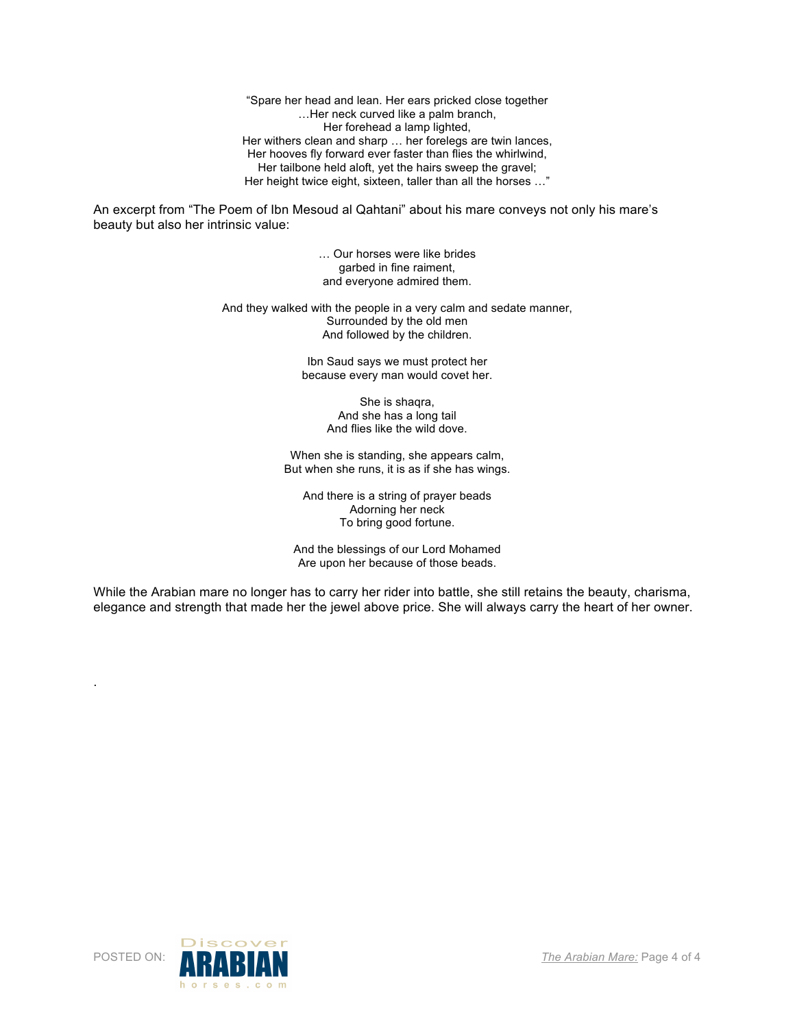"Spare her head and lean. Her ears pricked close together  
…Her neck curved like a palm branch,  
Her forehead a lamp lighted,  
Her withers clean and sharp … her forelegs are twin lances,  
Her hooves fly forward ever faster than flies the whirlwind,  
Her tailbone held aloft, yet the hairs sweep the gravel;  
Her height twice eight, sixteen, taller than all the horses …"

An excerpt from "The Poem of Ibn Mesoud al Qahtani" about his mare conveys not only his mare's beauty but also her intrinsic value:

… Our horses were like brides  
garbed in fine raiment,  
and everyone admired them.

And they walked with the people in a very calm and sedate manner,  
Surrounded by the old men  
And followed by the children.

Ibn Saud says we must protect her  
because every man would covet her.

She is shaqra,  
And she has a long tail  
And flies like the wild dove.

When she is standing, she appears calm,  
But when she runs, it is as if she has wings.

And there is a string of prayer beads  
Adorning her neck  
To bring good fortune.

And the blessings of our Lord Mohamed  
Are upon her because of those beads.

While the Arabian mare no longer has to carry her rider into battle, she still retains the beauty, charisma, elegance and strength that made her the jewel above price. She will always carry the heart of her owner.

.